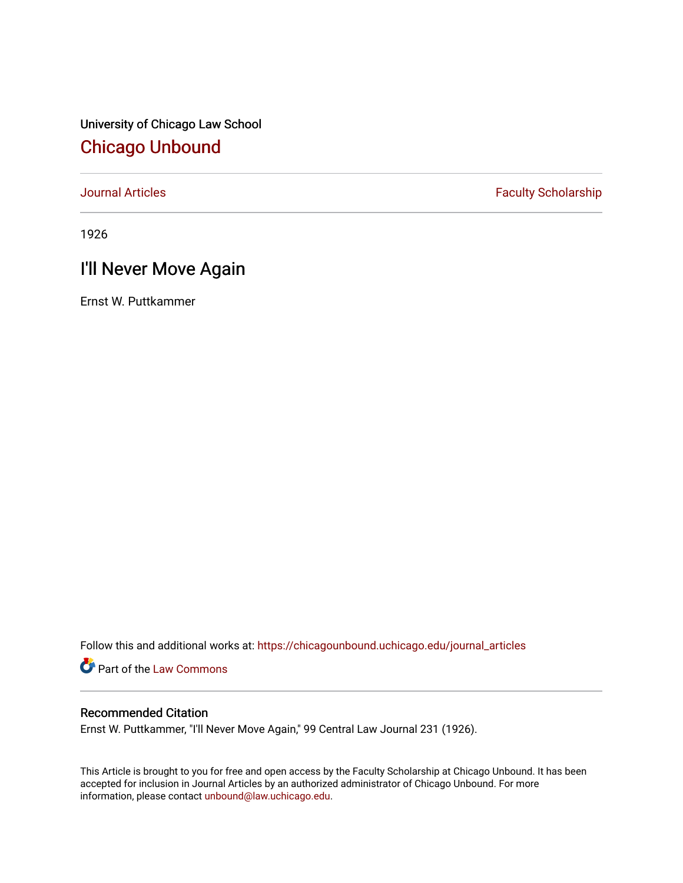University of Chicago Law School

# Chicago Unbound

Journal Articles | Faculty Scholarship

1926

## I'll Never Move Again

Ernst W. Puttkammer

Follow this and additional works at: https://chicagounbound.uchicago.edu/journal_articles

Part of the Law Commons

### Recommended Citation

Ernst W. Puttkammer, "I'll Never Move Again," 99 Central Law Journal 231 (1926).

This Article is brought to you for free and open access by the Faculty Scholarship at Chicago Unbound. It has been accepted for inclusion in Journal Articles by an authorized administrator of Chicago Unbound. For more information, please contact unbound@law.uchicago.edu.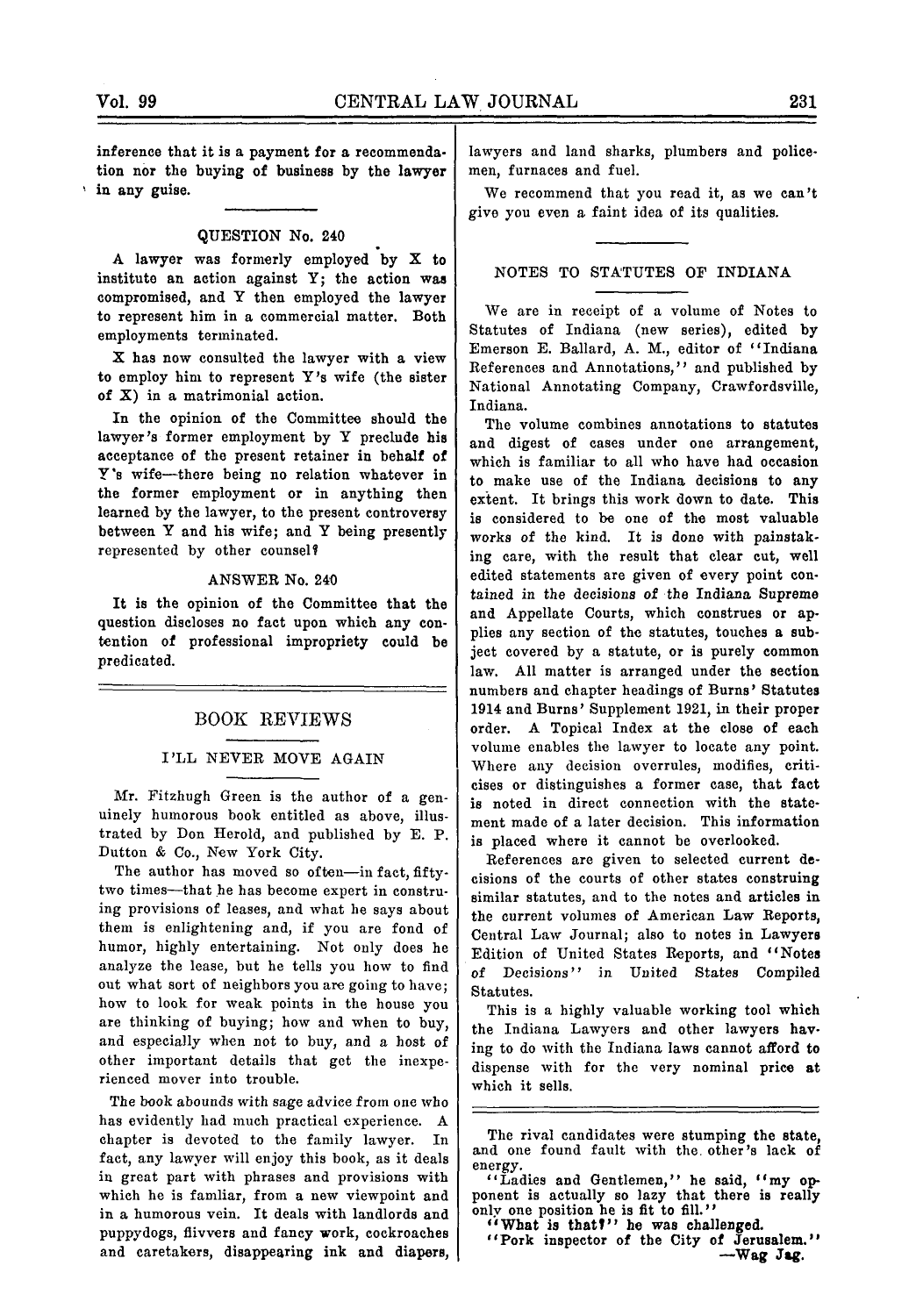inference that it is a payment for a recommendation nor the buying of business by the lawyer in any guise.

### QUESTION No. 240

A lawyer was formerly employed by X to institute an action against Y; the action was compromised, and Y then employed the lawyer to represent him in a commercial matter. Both employments terminated.

X has now consulted the lawyer with a view to employ him to represent Y's wife (the sister of X) in a matrimonial action.

In the opinion of the Committee should the lawyer's former employment by Y preclude his acceptance of the present retainer in behalf of Y's wife—there being no relation whatever in the former employment or in anything then learned by the lawyer, to the present controversy between Y and his wife; and Y being presently represented by other counsel?

### ANSWER No. 240

It is the opinion of the Committee that the question discloses no fact upon which any contention of professional impropriety could be predicated.

## BOOK REVIEWS

### I'LL NEVER MOVE AGAIN

Mr. Fitzhugh Green is the author of a genuinely humorous book entitled as above, illustrated by Don Herold, and published by E. P. Dutton & Co., New York City.

The author has moved so often—in fact, fifty-two times—that he has become expert in construing provisions of leases, and what he says about them is enlightening and, if you are fond of humor, highly entertaining. Not only does he analyze the lease, but he tells you how to find out what sort of neighbors you are going to have; how to look for weak points in the house you are thinking of buying; how and when to buy, and especially when not to buy, and a host of other important details that get the inexperienced mover into trouble.

The book abounds with sage advice from one who has evidently had much practical experience. A chapter is devoted to the family lawyer. In fact, any lawyer will enjoy this book, as it deals in great part with phrases and provisions with which he is famliar, from a new viewpoint and in a humorous vein. It deals with landlords and puppydogs, flivvers and fancy work, cockroaches and caretakers, disappearing ink and diapers, lawyers and land sharks, plumbers and policemen, furnaces and fuel.

We recommend that you read it, as we can't give you even a faint idea of its qualities.

### NOTES TO STATUTES OF INDIANA

We are in receipt of a volume of Notes to Statutes of Indiana (new series), edited by Emerson E. Ballard, A. M., editor of "Indiana References and Annotations," and published by National Annotating Company, Crawfordsville, Indiana.

The volume combines annotations to statutes and digest of cases under one arrangement, which is familiar to all who have had occasion to make use of the Indiana decisions to any extent. It brings this work down to date. This is considered to be one of the most valuable works of the kind. It is done with painstaking care, with the result that clear cut, well edited statements are given of every point contained in the decisions of the Indiana Supreme and Appellate Courts, which construes or applies any section of the statutes, touches a subject covered by a statute, or is purely common law. All matter is arranged under the section numbers and chapter headings of Burns' Statutes 1914 and Burns' Supplement 1921, in their proper order. A Topical Index at the close of each volume enables the lawyer to locate any point. Where any decision overrules, modifies, criticises or distinguishes a former case, that fact is noted in direct connection with the statement made of a later decision. This information is placed where it cannot be overlooked.

References are given to selected current decisions of the courts of other states construing similar statutes, and to the notes and articles in the current volumes of American Law Reports, Central Law Journal; also to notes in Lawyers Edition of United States Reports, and "Notes of Decisions" in United States Compiled Statutes.

This is a highly valuable working tool which the Indiana Lawyers and other lawyers having to do with the Indiana laws cannot afford to dispense with for the very nominal price at which it sells.

---

The rival candidates were stumping the state, and one found fault with the other's lack of energy.

"Ladies and Gentlemen," he said, "my opponent is actually so lazy that there is really only one position he is fit to fill."

"What is that?" he was challenged.

"Pork inspector of the City of Jerusalem."

—Wag Jag.